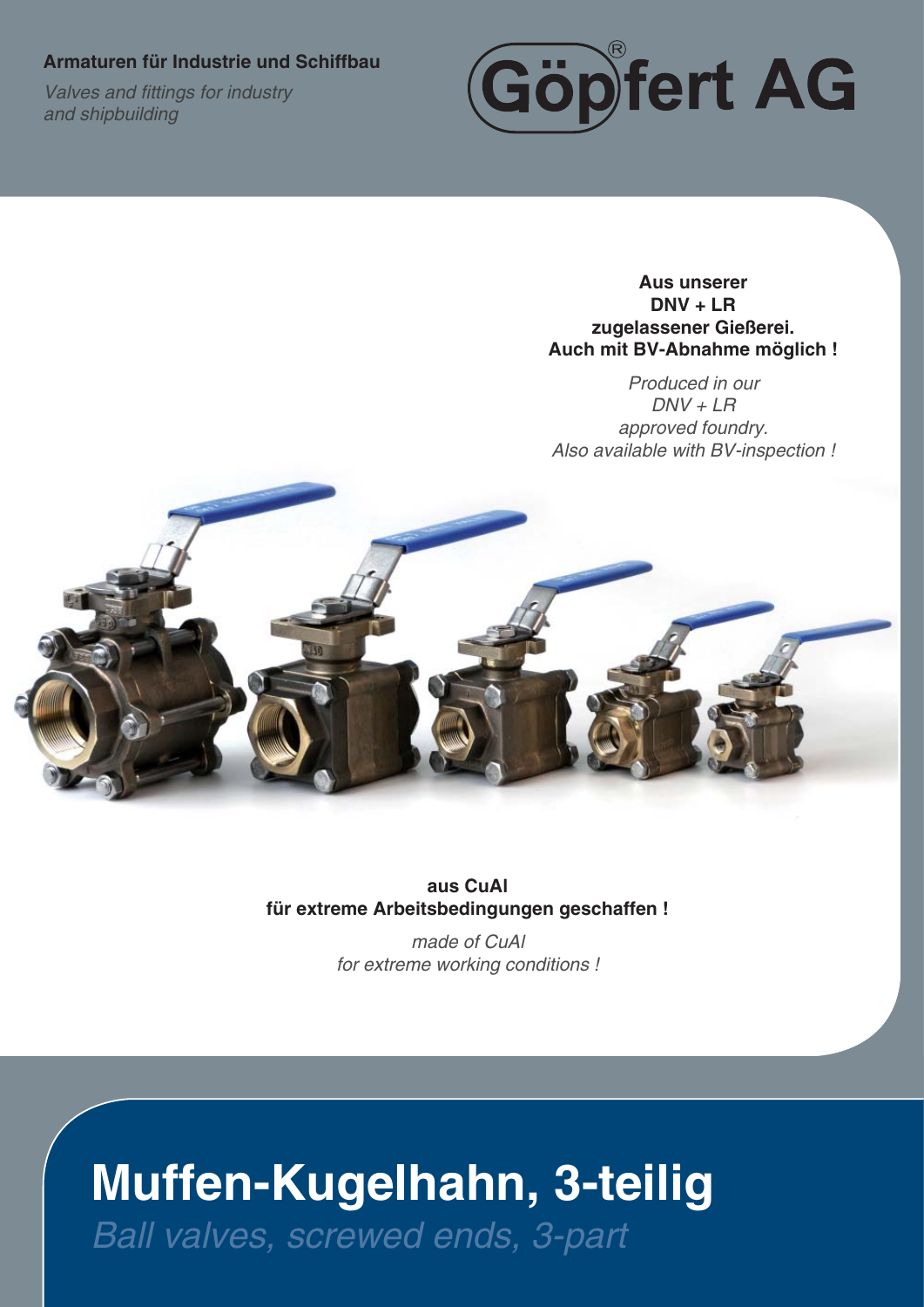**Armaturen für Industrie und Schiffbau**

*Valves and fittings for industry and shipbuilding*

Göpfert AG

**Aus unserer DNV + LR zugelassener Gießerei. Auch mit BV-Abnahme möglich !**

*Produced in our DNV + LR approved foundry. Also available with BV-inspection !*

**aus CuAl für extreme Arbeitsbedingungen geschaffen !**

*made of CuAl for extreme working conditions !*

# Muffen-Kugelhahn, 3-teilig

*Ball valves, screwed ends, 3-part*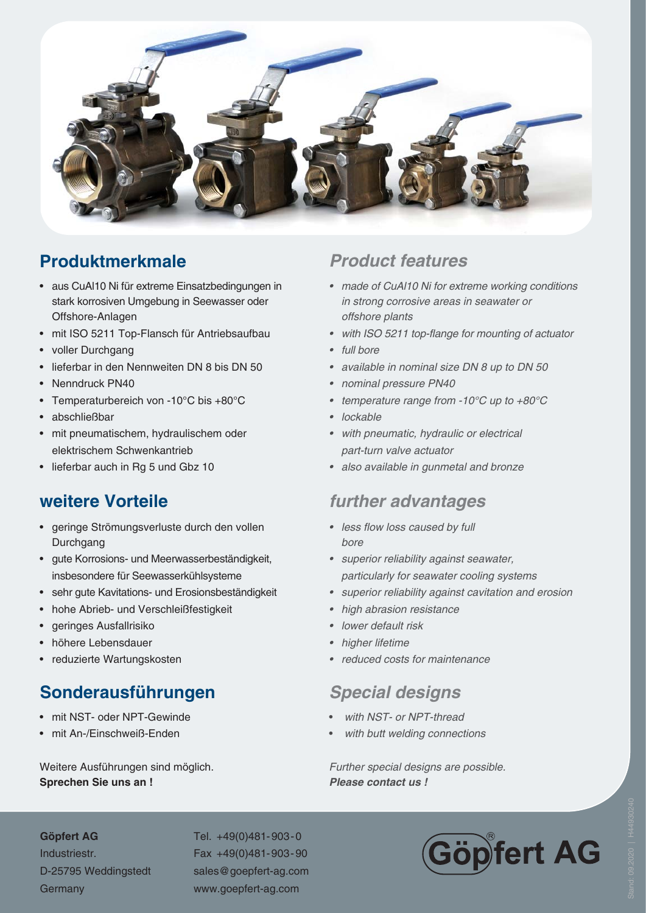## Produktmerkmale

- aus CuAl10 Ni für extreme Einsatzbedingungen in stark korrosiven Umgebung in Seewasser oder Offshore-Anlagen
- mit ISO 5211 Top-Flansch für Antriebsaufbau
- voller Durchgang
- lieferbar in den Nennweiten DN 8 bis DN 50
- Nenndruck PN40
- Temperaturbereich von -10°C bis +80°C
- abschließbar
- mit pneumatischem, hydraulischem oder elektrischem Schwenkantrieb
- lieferbar auch in Rg 5 und Gbz 10

## weitere Vorteile

- geringe Strömungsverluste durch den vollen Durchgang
- gute Korrosions- und Meerwasserbeständigkeit, insbesondere für Seewasserkühlsysteme
- sehr gute Kavitations- und Erosionsbeständigkeit
- hohe Abrieb- und Verschleißfestigkeit
- geringes Ausfallrisiko
- höhere Lebensdauer
- reduzierte Wartungskosten

## Sonderausführungen

- mit NST- oder NPT-Gewinde
- mit An-/Einschweiß-Enden

Weitere Ausführungen sind möglich.
**Sprechen Sie uns an !**

## *Product features*

- *made of CuAl10 Ni for extreme working conditions in strong corrosive areas in seawater or offshore plants*
- *with ISO 5211 top-flange for mounting of actuator*
- *full bore*
- *available in nominal size DN 8 up to DN 50*
- *nominal pressure PN40*
- *temperature range from -10°C up to +80°C*
- *lockable*
- *with pneumatic, hydraulic or electrical part-turn valve actuator*
- *also available in gunmetal and bronze*

## *further advantages*

- *less flow loss caused by full bore*
- *superior reliability against seawater, particularly for seawater cooling systems*
- *superior reliability against cavitation and erosion*
- *high abrasion resistance*
- *lower default risk*
- *higher lifetime*
- *reduced costs for maintenance*

## *Special designs*

- *with NST- or NPT-thread*
- *with butt welding connections*

*Further special designs are possible.*
***Please contact us !***

**Göpfert AG**
Industriestr.
D-25795 Weddingstedt
Germany

Tel. +49(0)481-903-0
Fax +49(0)481-903-90
sales@goepfert-ag.com
www.goepfert-ag.com

Göpfert AG®

Stand: 09.2020 | H44930240